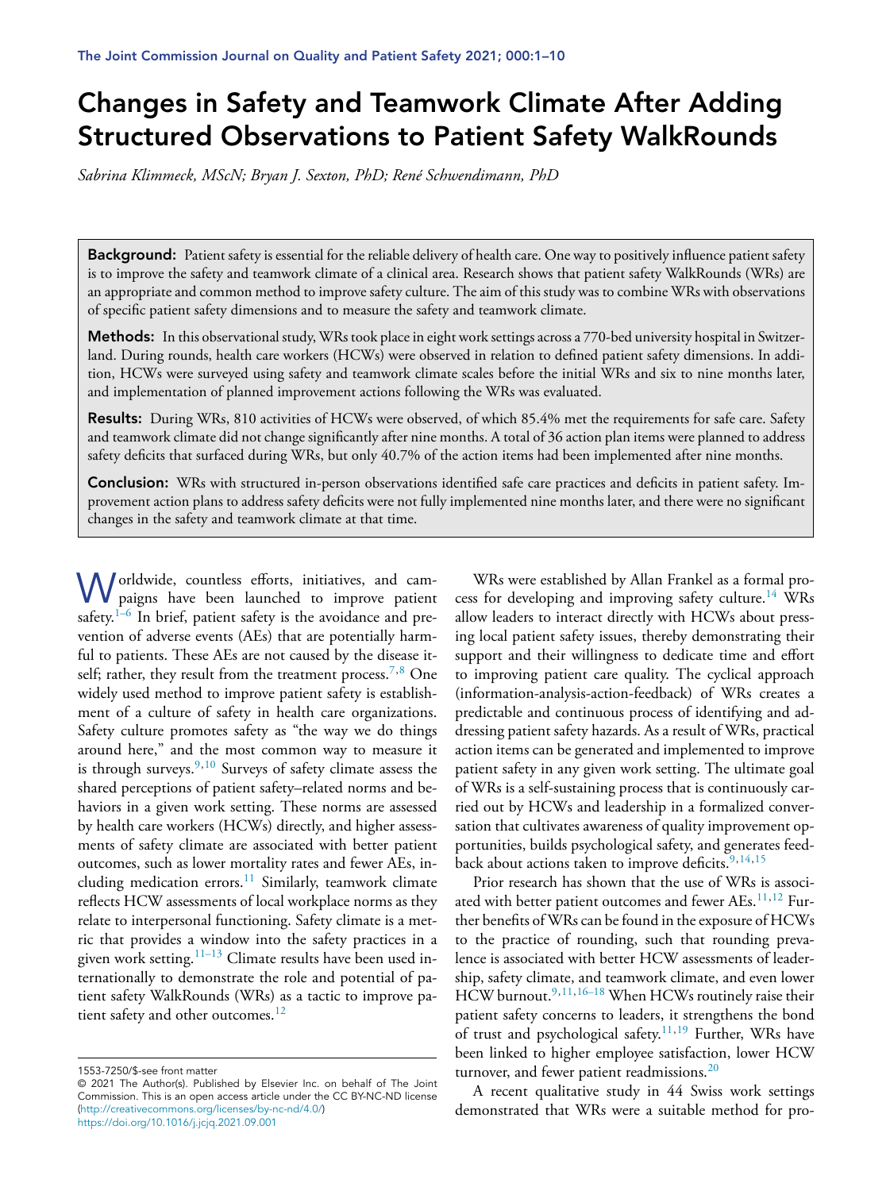# Changes in Safety and Teamwork Climate After Adding Structured Observations to Patient Safety WalkRounds

*Sabrina Klimmeck, MScN; Bryan J. Sexton, PhD; René Schwendimann, PhD*

**Background:** Patient safety is essential for the reliable delivery of health care. One way to positively influence patient safety is to improve the safety and teamwork climate of a clinical area. Research shows that patient safety WalkRounds (WRs) are an appropriate and common method to improve safety culture. The aim of this study was to combine WRs with observations of specific patient safety dimensions and to measure the safety and teamwork climate.

**Methods:** In this observational study, WRs took place in eight work settings across a 770-bed university hospital in Switzerland. During rounds, health care workers (HCWs) were observed in relation to defined patient safety dimensions. In addition, HCWs were surveyed using safety and teamwork climate scales before the initial WRs and six to nine months later, and implementation of planned improvement actions following the WRs was evaluated.

**Results:** During WRs, 810 activities of HCWs were observed, of which 85.4% met the requirements for safe care. Safety and teamwork climate did not change significantly after nine months. A total of 36 action plan items were planned to address safety deficits that surfaced during WRs, but only 40.7% of the action items had been implemented after nine months.

**Conclusion:** WRs with structured in-person observations identified safe care practices and deficits in patient safety. Improvement action plans to address safety deficits were not fully implemented nine months later, and there were no significant changes in the safety and teamwork climate at that time.

Worldwide, countless efforts, initiatives, and campaigns have been launched to improve patient safety.[1–6] In brief, patient safety is the avoidance and prevention of adverse events (AEs) that are potentially harmful to patients. These AEs are not caused by the disease itself; rather, they result from the treatment process.[7,8] One widely used method to improve patient safety is establishment of a culture of safety in health care organizations. Safety culture promotes safety as "the way we do things around here," and the most common way to measure it is through surveys.[9,10] Surveys of safety climate assess the shared perceptions of patient safety–related norms and behaviors in a given work setting. These norms are assessed by health care workers (HCWs) directly, and higher assessments of safety climate are associated with better patient outcomes, such as lower mortality rates and fewer AEs, including medication errors.[11] Similarly, teamwork climate reflects HCW assessments of local workplace norms as they relate to interpersonal functioning. Safety climate is a metric that provides a window into the safety practices in a given work setting.[11–13] Climate results have been used internationally to demonstrate the role and potential of patient safety WalkRounds (WRs) as a tactic to improve patient safety and other outcomes.[12]

WRs were established by Allan Frankel as a formal process for developing and improving safety culture.[14] WRs allow leaders to interact directly with HCWs about pressing local patient safety issues, thereby demonstrating their support and their willingness to dedicate time and effort to improving patient care quality. The cyclical approach (information-analysis-action-feedback) of WRs creates a predictable and continuous process of identifying and addressing patient safety hazards. As a result of WRs, practical action items can be generated and implemented to improve patient safety in any given work setting. The ultimate goal of WRs is a self-sustaining process that is continuously carried out by HCWs and leadership in a formalized conversation that cultivates awareness of quality improvement opportunities, builds psychological safety, and generates feedback about actions taken to improve deficits.[9,14,15]

Prior research has shown that the use of WRs is associated with better patient outcomes and fewer AEs.[11,12] Further benefits of WRs can be found in the exposure of HCWs to the practice of rounding, such that rounding prevalence is associated with better HCW assessments of leadership, safety climate, and teamwork climate, and even lower HCW burnout.[9,11,16–18] When HCWs routinely raise their patient safety concerns to leaders, it strengthens the bond of trust and psychological safety.[11,19] Further, WRs have been linked to higher employee satisfaction, lower HCW turnover, and fewer patient readmissions.[20]

A recent qualitative study in 44 Swiss work settings demonstrated that WRs were a suitable method for pro-

1553-7250/$-see front matter
© 2021 The Author(s). Published by Elsevier Inc. on behalf of The Joint Commission. This is an open access article under the CC BY-NC-ND license (http://creativecommons.org/licenses/by-nc-nd/4.0/)
https://doi.org/10.1016/j.jcjq.2021.09.001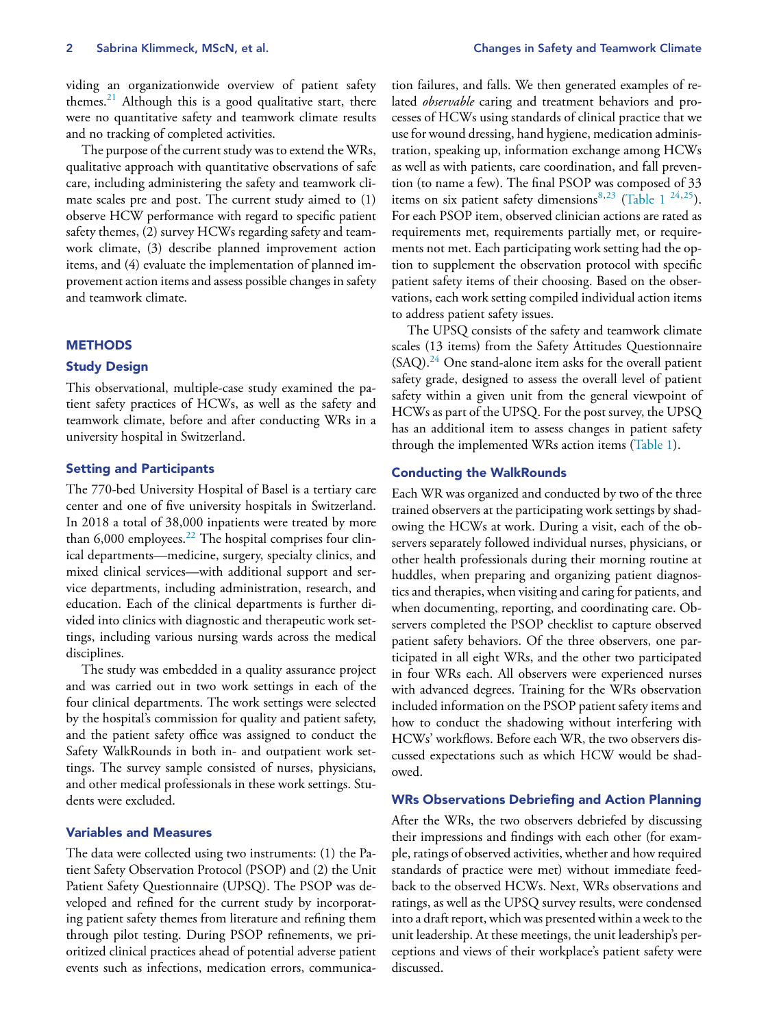viding an organizationwide overview of patient safety themes.[21] Although this is a good qualitative start, there were no quantitative safety and teamwork climate results and no tracking of completed activities.

The purpose of the current study was to extend the WRs, qualitative approach with quantitative observations of safe care, including administering the safety and teamwork climate scales pre and post. The current study aimed to (1) observe HCW performance with regard to specific patient safety themes, (2) survey HCWs regarding safety and teamwork climate, (3) describe planned improvement action items, and (4) evaluate the implementation of planned improvement action items and assess possible changes in safety and teamwork climate.

## METHODS

### Study Design

This observational, multiple-case study examined the patient safety practices of HCWs, as well as the safety and teamwork climate, before and after conducting WRs in a university hospital in Switzerland.

### Setting and Participants

The 770-bed University Hospital of Basel is a tertiary care center and one of five university hospitals in Switzerland. In 2018 a total of 38,000 inpatients were treated by more than 6,000 employees.[22] The hospital comprises four clinical departments—medicine, surgery, specialty clinics, and mixed clinical services—with additional support and service departments, including administration, research, and education. Each of the clinical departments is further divided into clinics with diagnostic and therapeutic work settings, including various nursing wards across the medical disciplines.

The study was embedded in a quality assurance project and was carried out in two work settings in each of the four clinical departments. The work settings were selected by the hospital's commission for quality and patient safety, and the patient safety office was assigned to conduct the Safety WalkRounds in both in- and outpatient work settings. The survey sample consisted of nurses, physicians, and other medical professionals in these work settings. Students were excluded.

### Variables and Measures

The data were collected using two instruments: (1) the Patient Safety Observation Protocol (PSOP) and (2) the Unit Patient Safety Questionnaire (UPSQ). The PSOP was developed and refined for the current study by incorporating patient safety themes from literature and refining them through pilot testing. During PSOP refinements, we prioritized clinical practices ahead of potential adverse patient events such as infections, medication errors, communication failures, and falls. We then generated examples of related *observable* caring and treatment behaviors and processes of HCWs using standards of clinical practice that we use for wound dressing, hand hygiene, medication administration, speaking up, information exchange among HCWs as well as with patients, care coordination, and fall prevention (to name a few). The final PSOP was composed of 33 items on six patient safety dimensions[8,23] (Table 1 [24,25]). For each PSOP item, observed clinician actions are rated as requirements met, requirements partially met, or requirements not met. Each participating work setting had the option to supplement the observation protocol with specific patient safety items of their choosing. Based on the observations, each work setting compiled individual action items to address patient safety issues.

The UPSQ consists of the safety and teamwork climate scales (13 items) from the Safety Attitudes Questionnaire (SAQ).[24] One stand-alone item asks for the overall patient safety grade, designed to assess the overall level of patient safety within a given unit from the general viewpoint of HCWs as part of the UPSQ. For the post survey, the UPSQ has an additional item to assess changes in patient safety through the implemented WRs action items (Table 1).

### Conducting the WalkRounds

Each WR was organized and conducted by two of the three trained observers at the participating work settings by shadowing the HCWs at work. During a visit, each of the observers separately followed individual nurses, physicians, or other health professionals during their morning routine at huddles, when preparing and organizing patient diagnostics and therapies, when visiting and caring for patients, and when documenting, reporting, and coordinating care. Observers completed the PSOP checklist to capture observed patient safety behaviors. Of the three observers, one participated in all eight WRs, and the other two participated in four WRs each. All observers were experienced nurses with advanced degrees. Training for the WRs observation included information on the PSOP patient safety items and how to conduct the shadowing without interfering with HCWs' workflows. Before each WR, the two observers discussed expectations such as which HCW would be shadowed.

### WRs Observations Debriefing and Action Planning

After the WRs, the two observers debriefed by discussing their impressions and findings with each other (for example, ratings of observed activities, whether and how required standards of practice were met) without immediate feedback to the observed HCWs. Next, WRs observations and ratings, as well as the UPSQ survey results, were condensed into a draft report, which was presented within a week to the unit leadership. At these meetings, the unit leadership's perceptions and views of their workplace's patient safety were discussed.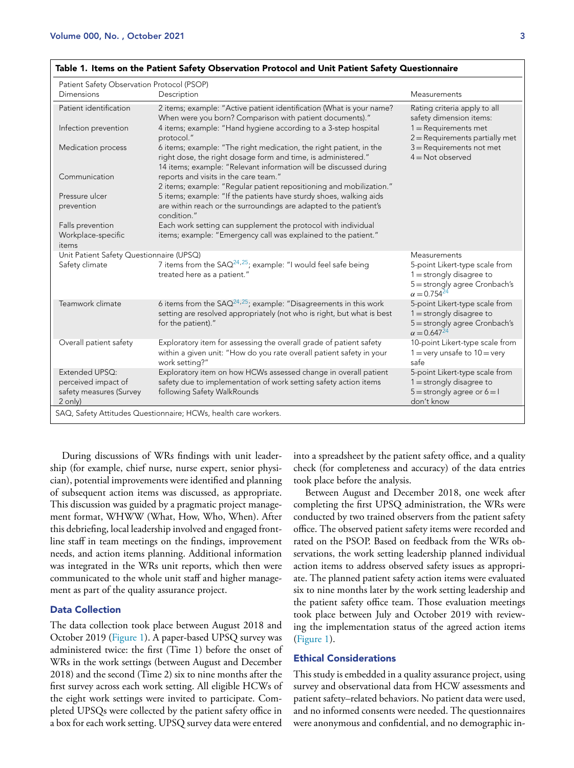**Table 1. Items on the Patient Safety Observation Protocol and Unit Patient Safety Questionnaire**

| Patient Safety Observation Protocol (PSOP) Dimensions | Description | Measurements |
|---|---|---|
| Patient identification | 2 items; example: "Active patient identification (What is your name? When were you born? Comparison with patient documents)." | Rating criteria apply to all safety dimension items: 1 = Requirements met 2 = Requirements partially met 3 = Requirements not met 4 = Not observed |
| Infection prevention | 4 items; example: "Hand hygiene according to a 3-step hospital protocol." | |
| Medication process | 6 items; example: "The right medication, the right patient, in the right dose, the right dosage form and time, is administered." | |
| Communication | 14 items; example: "Relevant information will be discussed during reports and visits in the care team." | |
| Pressure ulcer prevention | 2 items; example: "Regular patient repositioning and mobilization." | |
| Falls prevention | 5 items; example: "If the patients have sturdy shoes, walking aids are within reach or the surroundings are adapted to the patient's condition." | |
| Workplace-specific items | Each work setting can supplement the protocol with individual items; example: "Emergency call was explained to the patient." | |
| **Unit Patient Safety Questionnaire (UPSQ)** | | **Measurements** |
| Safety climate | 7 items from the SAQ[24,25]; example: "I would feel safe being treated here as a patient." | 5-point Likert-type scale from 1 = strongly disagree to 5 = strongly agree Cronbach's $\alpha = 0.754$[24] |
| Teamwork climate | 6 items from the SAQ[24,25]; example: "Disagreements in this work setting are resolved appropriately (not who is right, but what is best for the patient)." | 5-point Likert-type scale from 1 = strongly disagree to 5 = strongly agree Cronbach's $\alpha = 0.647$[24] |
| Overall patient safety | Exploratory item for assessing the overall grade of patient safety within a given unit: "How do you rate overall patient safety in your work setting?" | 10-point Likert-type scale from 1 = very unsafe to 10 = very safe |
| Extended UPSQ: perceived impact of safety measures (Survey 2 only) | Exploratory item on how HCWs assessed change in overall patient safety due to implementation of work setting safety action items following Safety WalkRounds | 5-point Likert-type scale from 1 = strongly disagree to 5 = strongly agree or 6 = I don't know |

SAQ, Safety Attitudes Questionnaire; HCWs, health care workers.

During discussions of WRs findings with unit leadership (for example, chief nurse, nurse expert, senior physician), potential improvements were identified and planning of subsequent action items was discussed, as appropriate. This discussion was guided by a pragmatic project management format, WHWW (What, How, Who, When). After this debriefing, local leadership involved and engaged frontline staff in team meetings on the findings, improvement needs, and action items planning. Additional information was integrated in the WRs unit reports, which then were communicated to the whole unit staff and higher management as part of the quality assurance project.

## Data Collection

The data collection took place between August 2018 and October 2019 (Figure 1). A paper-based UPSQ survey was administered twice: the first (Time 1) before the onset of WRs in the work settings (between August and December 2018) and the second (Time 2) six to nine months after the first survey across each work setting. All eligible HCWs of the eight work settings were invited to participate. Completed UPSQs were collected by the patient safety office in a box for each work setting. UPSQ survey data were entered into a spreadsheet by the patient safety office, and a quality check (for completeness and accuracy) of the data entries took place before the analysis.

Between August and December 2018, one week after completing the first UPSQ administration, the WRs were conducted by two trained observers from the patient safety office. The observed patient safety items were recorded and rated on the PSOP. Based on feedback from the WRs observations, the work setting leadership planned individual action items to address observed safety issues as appropriate. The planned patient safety action items were evaluated six to nine months later by the work setting leadership and the patient safety office team. Those evaluation meetings took place between July and October 2019 with reviewing the implementation status of the agreed action items (Figure 1).

## Ethical Considerations

This study is embedded in a quality assurance project, using survey and observational data from HCW assessments and patient safety–related behaviors. No patient data were used, and no informed consents were needed. The questionnaires were anonymous and confidential, and no demographic in-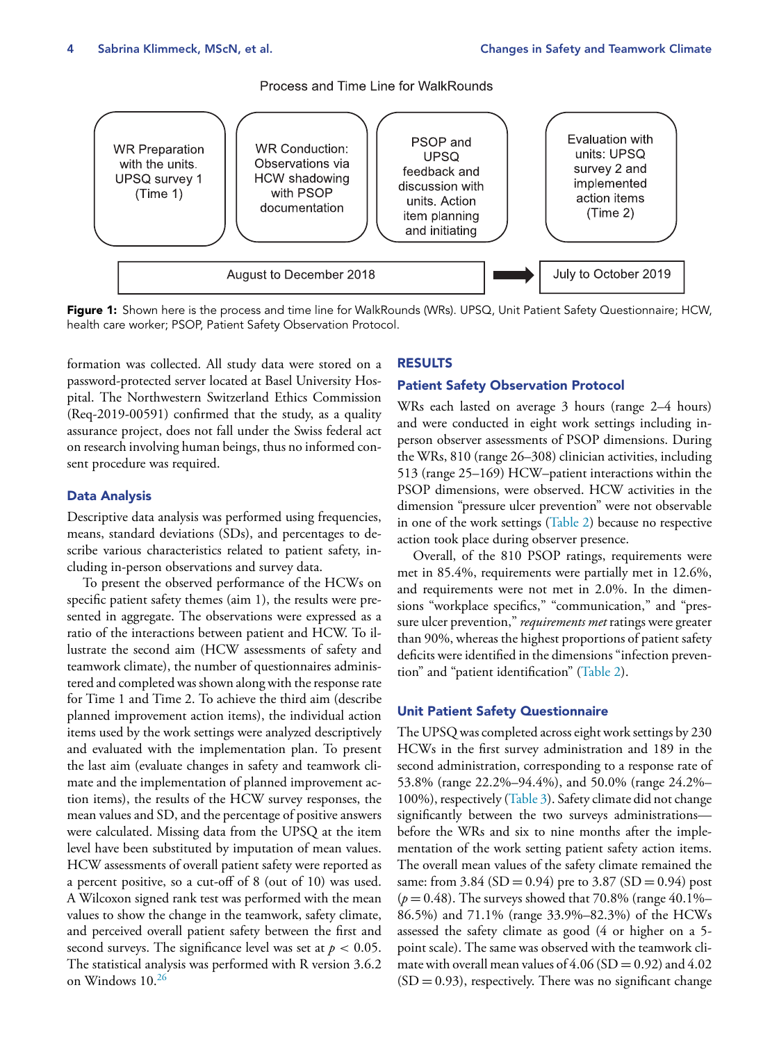Process and Time Line for WalkRounds

| WR Preparation with the units. UPSQ survey 1 (Time 1) | WR Conduction: Observations via HCW shadowing with PSOP documentation | PSOP and UPSQ feedback and discussion with units. Action item planning and initiating | Evaluation with units: UPSQ survey 2 and implemented action items (Time 2) |
|---|---|---|---|
| August to December 2018 | | | July to October 2019 |

**Figure 1:** Shown here is the process and time line for WalkRounds (WRs). UPSQ, Unit Patient Safety Questionnaire; HCW, health care worker; PSOP, Patient Safety Observation Protocol.

formation was collected. All study data were stored on a password-protected server located at Basel University Hospital. The Northwestern Switzerland Ethics Commission (Req-2019-00591) confirmed that the study, as a quality assurance project, does not fall under the Swiss federal act on research involving human beings, thus no informed consent procedure was required.

### Data Analysis

Descriptive data analysis was performed using frequencies, means, standard deviations (SDs), and percentages to describe various characteristics related to patient safety, including in-person observations and survey data.

To present the observed performance of the HCWs on specific patient safety themes (aim 1), the results were presented in aggregate. The observations were expressed as a ratio of the interactions between patient and HCW. To illustrate the second aim (HCW assessments of safety and teamwork climate), the number of questionnaires administered and completed was shown along with the response rate for Time 1 and Time 2. To achieve the third aim (describe planned improvement action items), the individual action items used by the work settings were analyzed descriptively and evaluated with the implementation plan. To present the last aim (evaluate changes in safety and teamwork climate and the implementation of planned improvement action items), the results of the HCW survey responses, the mean values and SD, and the percentage of positive answers were calculated. Missing data from the UPSQ at the item level have been substituted by imputation of mean values. HCW assessments of overall patient safety were reported as a percent positive, so a cut-off of 8 (out of 10) was used. A Wilcoxon signed rank test was performed with the mean values to show the change in the teamwork, safety climate, and perceived overall patient safety between the first and second surveys. The significance level was set at $p < 0.05$. The statistical analysis was performed with R version 3.6.2 on Windows 10.[26]

## RESULTS

### Patient Safety Observation Protocol

WRs each lasted on average 3 hours (range 2–4 hours) and were conducted in eight work settings including in-person observer assessments of PSOP dimensions. During the WRs, 810 (range 26–308) clinician activities, including 513 (range 25–169) HCW–patient interactions within the PSOP dimensions, were observed. HCW activities in the dimension "pressure ulcer prevention" were not observable in one of the work settings (Table 2) because no respective action took place during observer presence.

Overall, of the 810 PSOP ratings, requirements were met in 85.4%, requirements were partially met in 12.6%, and requirements were not met in 2.0%. In the dimensions "workplace specifics," "communication," and "pressure ulcer prevention," *requirements met* ratings were greater than 90%, whereas the highest proportions of patient safety deficits were identified in the dimensions "infection prevention" and "patient identification" (Table 2).

### Unit Patient Safety Questionnaire

The UPSQ was completed across eight work settings by 230 HCWs in the first survey administration and 189 in the second administration, corresponding to a response rate of 53.8% (range 22.2%–94.4%), and 50.0% (range 24.2%–100%), respectively (Table 3). Safety climate did not change significantly between the two surveys administrations—before the WRs and six to nine months after the implementation of the work setting patient safety action items. The overall mean values of the safety climate remained the same: from 3.84 (SD = 0.94) pre to 3.87 (SD = 0.94) post ($p = 0.48$). The surveys showed that 70.8% (range 40.1%–86.5%) and 71.1% (range 33.9%–82.3%) of the HCWs assessed the safety climate as good (4 or higher on a 5-point scale). The same was observed with the teamwork climate with overall mean values of 4.06 (SD = 0.92) and 4.02 (SD = 0.93), respectively. There was no significant change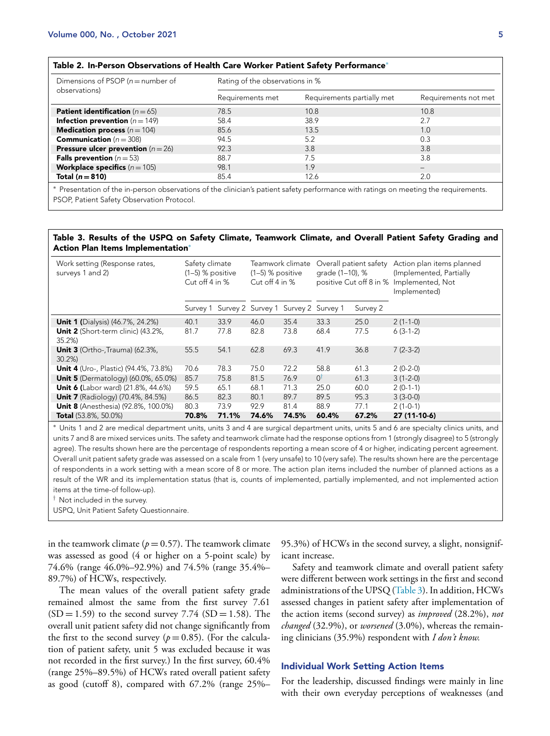**Table 2. In-Person Observations of Health Care Worker Patient Safety Performance***

| Dimensions of PSOP (n = number of observations) | Rating of the observations in % | | |
|---|---|---|---|
| | Requirements met | Requirements partially met | Requirements not met |
| **Patient identification** (n = 65) | 78.5 | 10.8 | 10.8 |
| **Infection prevention** (n = 149) | 58.4 | 38.9 | 2.7 |
| **Medication process** (n = 104) | 85.6 | 13.5 | 1.0 |
| **Communication** (n = 308) | 94.5 | 5.2 | 0.3 |
| **Pressure ulcer prevention** (n = 26) | 92.3 | 3.8 | 3.8 |
| **Falls prevention** (n = 53) | 88.7 | 7.5 | 3.8 |
| **Workplace specifics** (n = 105) | 98.1 | 1.9 | – |
| **Total (n = 810)** | 85.4 | 12.6 | 2.0 |

* Presentation of the in-person observations of the clinician's patient safety performance with ratings on meeting the requirements.
PSOP, Patient Safety Observation Protocol.

**Table 3. Results of the USPQ on Safety Climate, Teamwork Climate, and Overall Patient Safety Grading and Action Plan Items Implementation***

| Work setting (Response rates, surveys 1 and 2) | Safety climate (1–5) % positive Cut off 4 in % | | Teamwork climate (1–5) % positive Cut off 4 in % | | Overall patient safety grade (1–10), % positive Cut off 8 in % | | Action plan items planned (Implemented, Partially Implemented, Not Implemented) |
|---|---|---|---|---|---|---|---|
| | Survey 1 | Survey 2 | Survey 1 | Survey 2 | Survey 1 | Survey 2 | |
| **Unit 1** (Dialysis) (46.7%, 24.2%) | 40.1 | 33.9 | 46.0 | 35.4 | 33.3 | 25.0 | 2 (1-1-0) |
| **Unit 2** (Short-term clinic) (43.2%, 35.2%) | 81.7 | 77.8 | 82.8 | 73.8 | 68.4 | 77.5 | 6 (3-1-2) |
| **Unit 3** (Ortho-,Trauma) (62.3%, 30.2%) | 55.5 | 54.1 | 62.8 | 69.3 | 41.9 | 36.8 | 7 (2-3-2) |
| **Unit 4** (Uro-, Plastic) (94.4%, 73.8%) | 70.6 | 78.3 | 75.0 | 72.2 | 58.8 | 61.3 | 2 (0-2-0) |
| **Unit 5** (Dermatology) (60.0%, 65.0%) | 85.7 | 75.8 | 81.5 | 76.9 | 0† | 61.3 | 3 (1-2-0) |
| **Unit 6** (Labor ward) (21.8%, 44.6%) | 59.5 | 65.1 | 68.1 | 71.3 | 25.0 | 60.0 | 2 (0-1-1) |
| **Unit 7** (Radiology) (70.4%, 84.5%) | 86.5 | 82.3 | 80.1 | 89.7 | 89.5 | 95.3 | 3 (3-0-0) |
| **Unit 8** (Anesthesia) (92.8%, 100.0%) | 80.3 | 73.9 | 92.9 | 81.4 | 88.9 | 77.1 | 2 (1-0-1) |
| **Total** (53.8%, 50.0%) | **70.8%** | **71.1%** | **74.6%** | **74.5%** | **60.4%** | **67.2%** | **27 (11-10-6)** |

* Units 1 and 2 are medical department units, units 3 and 4 are surgical department units, units 5 and 6 are specialty clinics units, and units 7 and 8 are mixed services units. The safety and teamwork climate had the response options from 1 (strongly disagree) to 5 (strongly agree). The results shown here are the percentage of respondents reporting a mean score of 4 or higher, indicating percent agreement. Overall unit patient safety grade was assessed on a scale from 1 (very unsafe) to 10 (very safe). The results shown here are the percentage of respondents in a work setting with a mean score of 8 or more. The action plan items included the number of planned actions as a result of the WR and its implementation status (that is, counts of implemented, partially implemented, and not implemented action items at the time-of follow-up).
† Not included in the survey.
USPQ, Unit Patient Safety Questionnaire.

in the teamwork climate ($p = 0.57$). The teamwork climate was assessed as good (4 or higher on a 5-point scale) by 74.6% (range 46.0%–92.9%) and 74.5% (range 35.4%–89.7%) of HCWs, respectively.

The mean values of the overall patient safety grade remained almost the same from the first survey 7.61 (SD = 1.59) to the second survey 7.74 (SD = 1.58). The overall unit patient safety did not change significantly from the first to the second survey ($p = 0.85$). (For the calculation of patient safety, unit 5 was excluded because it was not recorded in the first survey.) In the first survey, 60.4% (range 25%–89.5%) of HCWs rated overall patient safety as good (cutoff 8), compared with 67.2% (range 25%–95.3%) of HCWs in the second survey, a slight, nonsignificant increase.

Safety and teamwork climate and overall patient safety were different between work settings in the first and second administrations of the UPSQ (Table 3). In addition, HCWs assessed changes in patient safety after implementation of the action items (second survey) as *improved* (28.2%), *not changed* (32.9%), or *worsened* (3.0%), whereas the remaining clinicians (35.9%) respondent with *I don't know.*

## Individual Work Setting Action Items

For the leadership, discussed findings were mainly in line with their own everyday perceptions of weaknesses (and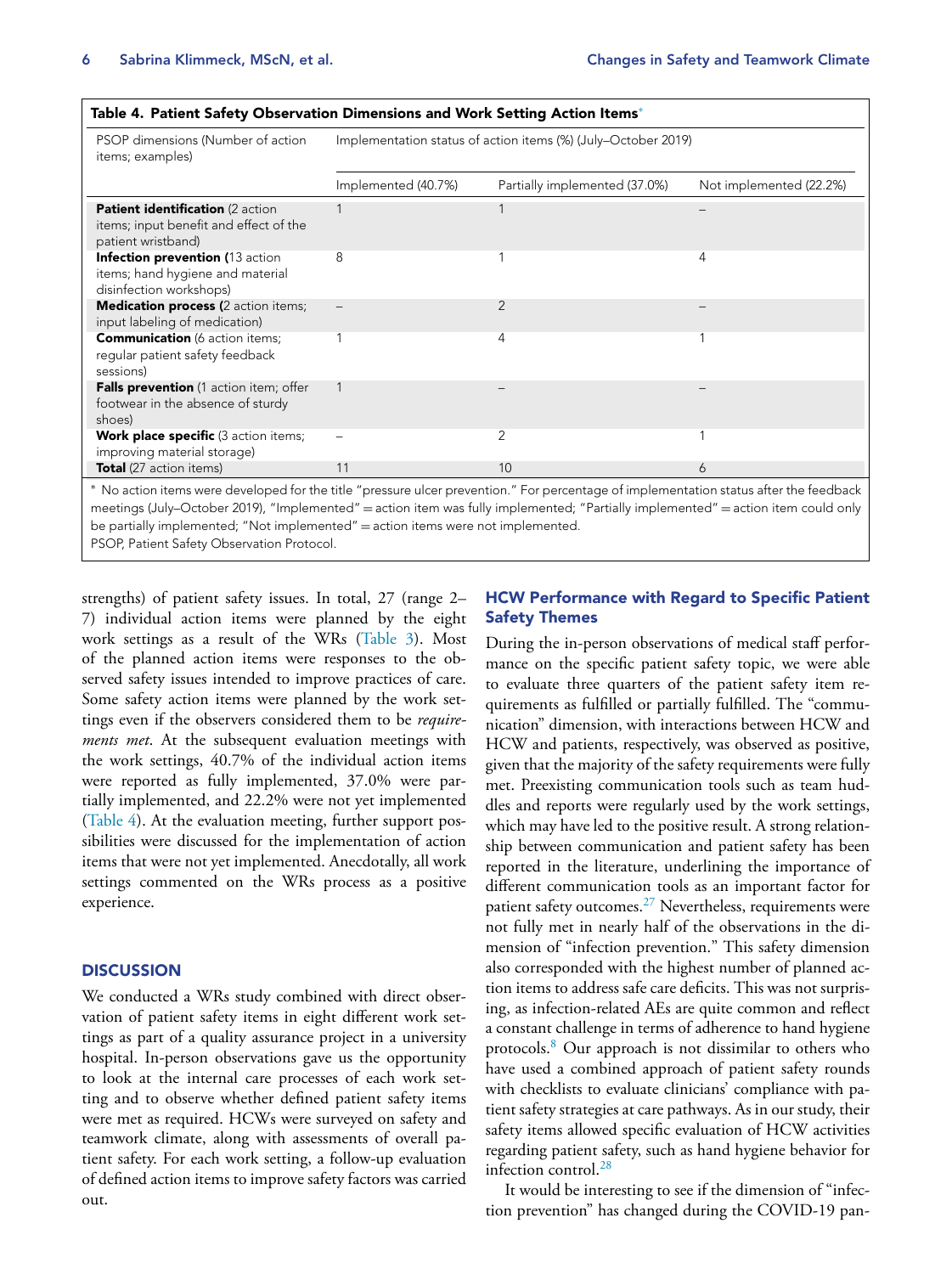**Table 4. Patient Safety Observation Dimensions and Work Setting Action Items***

| PSOP dimensions (Number of action items; examples) | Implementation status of action items (%) (July–October 2019) | | |
|---|---|---|---|
| | Implemented (40.7%) | Partially implemented (37.0%) | Not implemented (22.2%) |
| **Patient identification** (2 action items; input benefit and effect of the patient wristband) | 1 | 1 | – |
| **Infection prevention** (13 action items; hand hygiene and material disinfection workshops) | 8 | 1 | 4 |
| **Medication process** (2 action items; input labeling of medication) | – | 2 | – |
| **Communication** (6 action items; regular patient safety feedback sessions) | 1 | 4 | 1 |
| **Falls prevention** (1 action item; offer footwear in the absence of sturdy shoes) | 1 | – | – |
| **Work place specific** (3 action items; improving material storage) | – | 2 | 1 |
| **Total** (27 action items) | 11 | 10 | 6 |

* No action items were developed for the title "pressure ulcer prevention." For percentage of implementation status after the feedback meetings (July–October 2019), "Implemented" = action item was fully implemented; "Partially implemented" = action item could only be partially implemented; "Not implemented" = action items were not implemented.
PSOP, Patient Safety Observation Protocol.

strengths) of patient safety issues. In total, 27 (range 2–7) individual action items were planned by the eight work settings as a result of the WRs (Table 3). Most of the planned action items were responses to the observed safety issues intended to improve practices of care. Some safety action items were planned by the work settings even if the observers considered them to be *requirements met*. At the subsequent evaluation meetings with the work settings, 40.7% of the individual action items were reported as fully implemented, 37.0% were partially implemented, and 22.2% were not yet implemented (Table 4). At the evaluation meeting, further support possibilities were discussed for the implementation of action items that were not yet implemented. Anecdotally, all work settings commented on the WRs process as a positive experience.

## DISCUSSION

We conducted a WRs study combined with direct observation of patient safety items in eight different work settings as part of a quality assurance project in a university hospital. In-person observations gave us the opportunity to look at the internal care processes of each work setting and to observe whether defined patient safety items were met as required. HCWs were surveyed on safety and teamwork climate, along with assessments of overall patient safety. For each work setting, a follow-up evaluation of defined action items to improve safety factors was carried out.

### HCW Performance with Regard to Specific Patient Safety Themes

During the in-person observations of medical staff performance on the specific patient safety topic, we were able to evaluate three quarters of the patient safety item requirements as fulfilled or partially fulfilled. The "communication" dimension, with interactions between HCW and HCW and patients, respectively, was observed as positive, given that the majority of the safety requirements were fully met. Preexisting communication tools such as team huddles and reports were regularly used by the work settings, which may have led to the positive result. A strong relationship between communication and patient safety has been reported in the literature, underlining the importance of different communication tools as an important factor for patient safety outcomes.[27] Nevertheless, requirements were not fully met in nearly half of the observations in the dimension of "infection prevention." This safety dimension also corresponded with the highest number of planned action items to address safe care deficits. This was not surprising, as infection-related AEs are quite common and reflect a constant challenge in terms of adherence to hand hygiene protocols.[8] Our approach is not dissimilar to others who have used a combined approach of patient safety rounds with checklists to evaluate clinicians' compliance with patient safety strategies at care pathways. As in our study, their safety items allowed specific evaluation of HCW activities regarding patient safety, such as hand hygiene behavior for infection control.[28]

It would be interesting to see if the dimension of "infection prevention" has changed during the COVID-19 pan-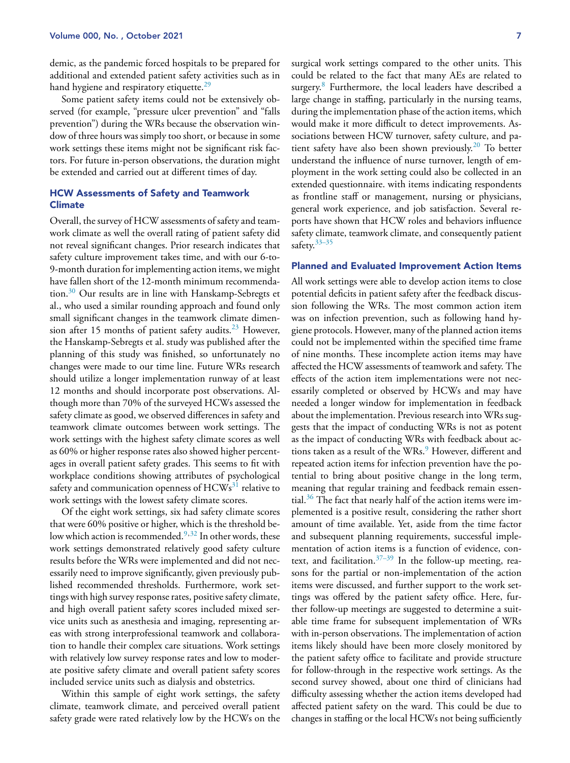demic, as the pandemic forced hospitals to be prepared for additional and extended patient safety activities such as in hand hygiene and respiratory etiquette.[29]

Some patient safety items could not be extensively observed (for example, "pressure ulcer prevention" and "falls prevention") during the WRs because the observation window of three hours was simply too short, or because in some work settings these items might not be significant risk factors. For future in-person observations, the duration might be extended and carried out at different times of day.

## HCW Assessments of Safety and Teamwork Climate

Overall, the survey of HCW assessments of safety and teamwork climate as well the overall rating of patient safety did not reveal significant changes. Prior research indicates that safety culture improvement takes time, and with our 6-to-9-month duration for implementing action items, we might have fallen short of the 12-month minimum recommendation.[30] Our results are in line with Hanskamp-Sebregts et al., who used a similar rounding approach and found only small significant changes in the teamwork climate dimension after 15 months of patient safety audits.[23] However, the Hanskamp-Sebregts et al. study was published after the planning of this study was finished, so unfortunately no changes were made to our time line. Future WRs research should utilize a longer implementation runway of at least 12 months and should incorporate post observations. Although more than 70% of the surveyed HCWs assessed the safety climate as good, we observed differences in safety and teamwork climate outcomes between work settings. The work settings with the highest safety climate scores as well as 60% or higher response rates also showed higher percentages in overall patient safety grades. This seems to fit with workplace conditions showing attributes of psychological safety and communication openness of HCWs[31] relative to work settings with the lowest safety climate scores.

Of the eight work settings, six had safety climate scores that were 60% positive or higher, which is the threshold below which action is recommended.[9,32] In other words, these work settings demonstrated relatively good safety culture results before the WRs were implemented and did not necessarily need to improve significantly, given previously published recommended thresholds. Furthermore, work settings with high survey response rates, positive safety climate, and high overall patient safety scores included mixed service units such as anesthesia and imaging, representing areas with strong interprofessional teamwork and collaboration to handle their complex care situations. Work settings with relatively low survey response rates and low to moderate positive safety climate and overall patient safety scores included service units such as dialysis and obstetrics.

Within this sample of eight work settings, the safety climate, teamwork climate, and perceived overall patient safety grade were rated relatively low by the HCWs on the surgical work settings compared to the other units. This could be related to the fact that many AEs are related to surgery.[8] Furthermore, the local leaders have described a large change in staffing, particularly in the nursing teams, during the implementation phase of the action items, which would make it more difficult to detect improvements. Associations between HCW turnover, safety culture, and patient safety have also been shown previously.[20] To better understand the influence of nurse turnover, length of employment in the work setting could also be collected in an extended questionnaire. with items indicating respondents as frontline staff or management, nursing or physicians, general work experience, and job satisfaction. Several reports have shown that HCW roles and behaviors influence safety climate, teamwork climate, and consequently patient safety.[33–35]

## Planned and Evaluated Improvement Action Items

All work settings were able to develop action items to close potential deficits in patient safety after the feedback discussion following the WRs. The most common action item was on infection prevention, such as following hand hygiene protocols. However, many of the planned action items could not be implemented within the specified time frame of nine months. These incomplete action items may have affected the HCW assessments of teamwork and safety. The effects of the action item implementations were not necessarily completed or observed by HCWs and may have needed a longer window for implementation in feedback about the implementation. Previous research into WRs suggests that the impact of conducting WRs is not as potent as the impact of conducting WRs with feedback about actions taken as a result of the WRs.[9] However, different and repeated action items for infection prevention have the potential to bring about positive change in the long term, meaning that regular training and feedback remain essential.[36] The fact that nearly half of the action items were implemented is a positive result, considering the rather short amount of time available. Yet, aside from the time factor and subsequent planning requirements, successful implementation of action items is a function of evidence, context, and facilitation.[37–39] In the follow-up meeting, reasons for the partial or non-implementation of the action items were discussed, and further support to the work settings was offered by the patient safety office. Here, further follow-up meetings are suggested to determine a suitable time frame for subsequent implementation of WRs with in-person observations. The implementation of action items likely should have been more closely monitored by the patient safety office to facilitate and provide structure for follow-through in the respective work settings. As the second survey showed, about one third of clinicians had difficulty assessing whether the action items developed had affected patient safety on the ward. This could be due to changes in staffing or the local HCWs not being sufficiently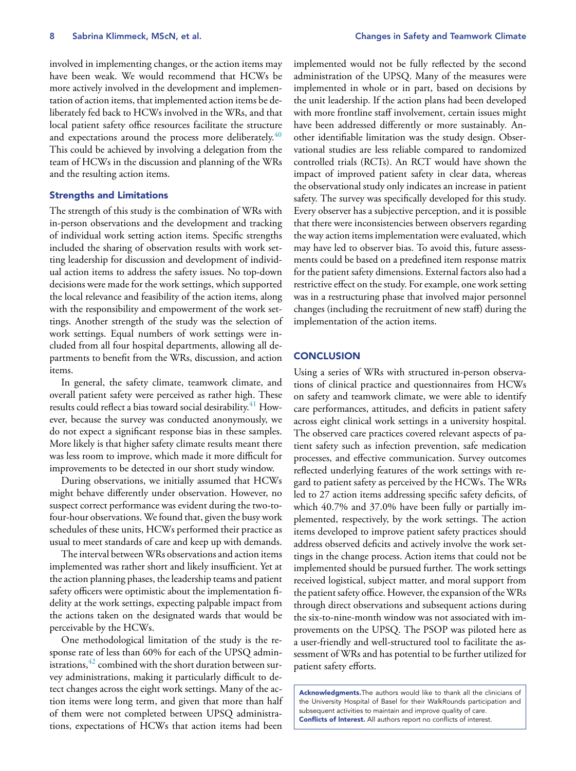involved in implementing changes, or the action items may have been weak. We would recommend that HCWs be more actively involved in the development and implementation of action items, that implemented action items be deliberately fed back to HCWs involved in the WRs, and that local patient safety office resources facilitate the structure and expectations around the process more deliberately.[40] This could be achieved by involving a delegation from the team of HCWs in the discussion and planning of the WRs and the resulting action items.

### Strengths and Limitations

The strength of this study is the combination of WRs with in-person observations and the development and tracking of individual work setting action items. Specific strengths included the sharing of observation results with work setting leadership for discussion and development of individual action items to address the safety issues. No top-down decisions were made for the work settings, which supported the local relevance and feasibility of the action items, along with the responsibility and empowerment of the work settings. Another strength of the study was the selection of work settings. Equal numbers of work settings were included from all four hospital departments, allowing all departments to benefit from the WRs, discussion, and action items.

In general, the safety climate, teamwork climate, and overall patient safety were perceived as rather high. These results could reflect a bias toward social desirability.[41] However, because the survey was conducted anonymously, we do not expect a significant response bias in these samples. More likely is that higher safety climate results meant there was less room to improve, which made it more difficult for improvements to be detected in our short study window.

During observations, we initially assumed that HCWs might behave differently under observation. However, no suspect correct performance was evident during the two-to-four-hour observations. We found that, given the busy work schedules of these units, HCWs performed their practice as usual to meet standards of care and keep up with demands.

The interval between WRs observations and action items implemented was rather short and likely insufficient. Yet at the action planning phases, the leadership teams and patient safety officers were optimistic about the implementation fidelity at the work settings, expecting palpable impact from the actions taken on the designated wards that would be perceivable by the HCWs.

One methodological limitation of the study is the response rate of less than 60% for each of the UPSQ administrations,[42] combined with the short duration between survey administrations, making it particularly difficult to detect changes across the eight work settings. Many of the action items were long term, and given that more than half of them were not completed between UPSQ administrations, expectations of HCWs that action items had been implemented would not be fully reflected by the second administration of the UPSQ. Many of the measures were implemented in whole or in part, based on decisions by the unit leadership. If the action plans had been developed with more frontline staff involvement, certain issues might have been addressed differently or more sustainably. Another identifiable limitation was the study design. Observational studies are less reliable compared to randomized controlled trials (RCTs). An RCT would have shown the impact of improved patient safety in clear data, whereas the observational study only indicates an increase in patient safety. The survey was specifically developed for this study. Every observer has a subjective perception, and it is possible that there were inconsistencies between observers regarding the way action items implementation were evaluated, which may have led to observer bias. To avoid this, future assessments could be based on a predefined item response matrix for the patient safety dimensions. External factors also had a restrictive effect on the study. For example, one work setting was in a restructuring phase that involved major personnel changes (including the recruitment of new staff) during the implementation of the action items.

## CONCLUSION

Using a series of WRs with structured in-person observations of clinical practice and questionnaires from HCWs on safety and teamwork climate, we were able to identify care performances, attitudes, and deficits in patient safety across eight clinical work settings in a university hospital. The observed care practices covered relevant aspects of patient safety such as infection prevention, safe medication processes, and effective communication. Survey outcomes reflected underlying features of the work settings with regard to patient safety as perceived by the HCWs. The WRs led to 27 action items addressing specific safety deficits, of which 40.7% and 37.0% have been fully or partially implemented, respectively, by the work settings. The action items developed to improve patient safety practices should address observed deficits and actively involve the work settings in the change process. Action items that could not be implemented should be pursued further. The work settings received logistical, subject matter, and moral support from the patient safety office. However, the expansion of the WRs through direct observations and subsequent actions during the six-to-nine-month window was not associated with improvements on the UPSQ. The PSOP was piloted here as a user-friendly and well-structured tool to facilitate the assessment of WRs and has potential to be further utilized for patient safety efforts.

**Acknowledgments.** The authors would like to thank all the clinicians of the University Hospital of Basel for their WalkRounds participation and subsequent activities to maintain and improve quality of care.
**Conflicts of Interest.** All authors report no conflicts of interest.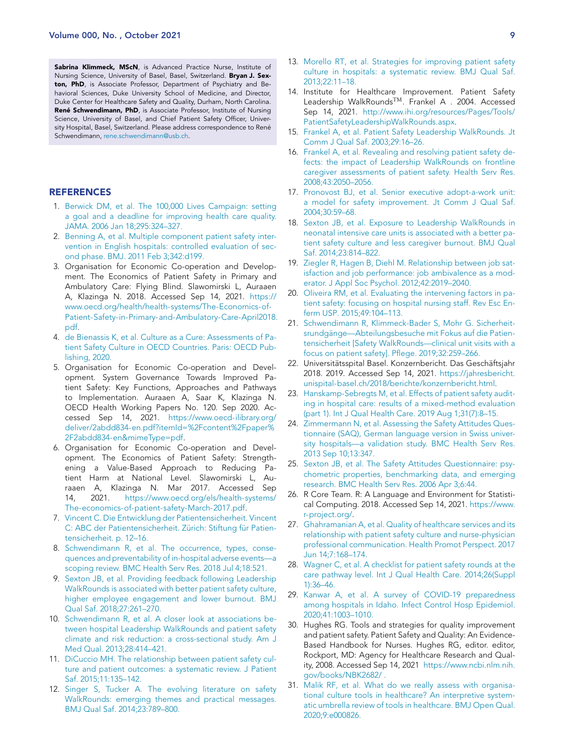**Sabrina Klimmeck, MScN**, is Advanced Practice Nurse, Institute of Nursing Science, University of Basel, Basel, Switzerland. **Bryan J. Sexton, PhD**, is Associate Professor, Department of Psychiatry and Behavioral Sciences, Duke University School of Medicine, and Director, Duke Center for Healthcare Safety and Quality, Durham, North Carolina. **René Schwendimann, PhD**, is Associate Professor, Institute of Nursing Science, University of Basel, and Chief Patient Safety Officer, University Hospital, Basel, Switzerland. Please address correspondence to René Schwendimann, rene.schwendimann@usb.ch.

## REFERENCES

1. Berwick DM, et al. The 100,000 Lives Campaign: setting a goal and a deadline for improving health care quality. JAMA. 2006 Jan 18;295:324–327.
2. Benning A, et al. Multiple component patient safety intervention in English hospitals: controlled evaluation of second phase. BMJ. 2011 Feb 3;342:d199.
3. Organisation for Economic Co-operation and Development. The Economics of Patient Safety in Primary and Ambulatory Care: Flying Blind. Slawomirski L, Auraaen A, Klazinga N. 2018. Accessed Sep 14, 2021. https://www.oecd.org/health/health-systems/The-Economics-of-Patient-Safety-in-Primary-and-Ambulatory-Care-April2018.pdf.
4. de Bienassis K, et al. Culture as a Cure: Assessments of Patient Safety Culture in OECD Countries. Paris: OECD Publishing, 2020.
5. Organisation for Economic Co-operation and Development. System Governance Towards Improved Patient Safety: Key Functions, Approaches and Pathways to Implementation. Auraaen A, Saar K, Klazinga N. OECD Health Working Papers No. 120. Sep 2020. Accessed Sep 14, 2021. https://www.oecd-ilibrary.org/deliver/2abdd834-en.pdf?itemId=%2Fcontent%2Fpaper%2F2abdd834-en&mimeType=pdf.
6. Organisation for Economic Co-operation and Development. The Economics of Patient Safety: Strengthening a Value-Based Approach to Reducing Patient Harm at National Level. Slawomirski L, Auraaen A, Klazinga N. Mar 2017. Accessed Sep 14, 2021. https://www.oecd.org/els/health-systems/The-economics-of-patient-safety-March-2017.pdf.
7. Vincent C. Die Entwicklung der Patientensicherheit. Vincent C: ABC der Patientensicherheit. Zürich: Stiftung für Patientensicherheit. p. 12–16.
8. Schwendimann R, et al. The occurrence, types, consequences and preventability of in-hospital adverse events—a scoping review. BMC Health Serv Res. 2018 Jul 4;18:521.
9. Sexton JB, et al. Providing feedback following Leadership WalkRounds is associated with better patient safety culture, higher employee engagement and lower burnout. BMJ Qual Saf. 2018;27:261–270.
10. Schwendimann R, et al. A closer look at associations between hospital Leadership WalkRounds and patient safety climate and risk reduction: a cross-sectional study. Am J Med Qual. 2013;28:414–421.
11. DiCuccio MH. The relationship between patient safety culture and patient outcomes: a systematic review. J Patient Saf. 2015;11:135–142.
12. Singer S, Tucker A. The evolving literature on safety WalkRounds: emerging themes and practical messages. BMJ Qual Saf. 2014;23:789–800.
13. Morello RT, et al. Strategies for improving patient safety culture in hospitals: a systematic review. BMJ Qual Saf. 2013;22:11–18.
14. Institute for Healthcare Improvement. Patient Safety Leadership WalkRounds™. Frankel A . 2004. Accessed Sep 14, 2021. http://www.ihi.org/resources/Pages/Tools/PatientSafetyLeadershipWalkRounds.aspx.
15. Frankel A, et al. Patient Safety Leadership WalkRounds. Jt Comm J Qual Saf. 2003;29:16–26.
16. Frankel A, et al. Revealing and resolving patient safety defects: the impact of Leadership WalkRounds on frontline caregiver assessments of patient safety. Health Serv Res. 2008;43:2050–2056.
17. Pronovost BJ, et al. Senior executive adopt-a-work unit: a model for safety improvement. Jt Comm J Qual Saf. 2004;30:59–68.
18. Sexton JB, et al. Exposure to Leadership WalkRounds in neonatal intensive care units is associated with a better patient safety culture and less caregiver burnout. BMJ Qual Saf. 2014;23:814–822.
19. Ziegler R, Hagen B, Diehl M. Relationship between job satisfaction and job performance: job ambivalence as a moderator. J Appl Soc Psychol. 2012;42:2019–2040.
20. Oliveira RM, et al. Evaluating the intervening factors in patient safety: focusing on hospital nursing staff. Rev Esc Enferm USP. 2015;49:104–113.
21. Schwendimann R, Klimmeck-Bader S, Mohr G. Sicherheitsrundgänge—Abteilungsbesuche mit Fokus auf die Patientensicherheit [Safety WalkRounds—clinical unit visits with a focus on patient safety]. Pflege. 2019;32:259–266.
22. Universitätsspital Basel. Konzernbericht. Das Geschäftsjahr 2018. 2019. Accessed Sep 14, 2021. https://jahresbericht.unispital-basel.ch/2018/berichte/konzernbericht.html.
23. Hanskamp-Sebregts M, et al. Effects of patient safety auditing in hospital care: results of a mixed-method evaluation (part 1). Int J Qual Health Care. 2019 Aug 1;31(7):8–15.
24. Zimmermann N, et al. Assessing the Safety Attitudes Questionnaire (SAQ), German language version in Swiss university hospitals—a validation study. BMC Health Serv Res. 2013 Sep 10;13:347.
25. Sexton JB, et al. The Safety Attitudes Questionnaire: psychometric properties, benchmarking data, and emerging research. BMC Health Serv Res. 2006 Apr 3;6:44.
26. R Core Team. R: A Language and Environment for Statistical Computing. 2018. Accessed Sep 14, 2021. https://www.r-project.org/.
27. Ghahramanian A, et al. Quality of healthcare services and its relationship with patient safety culture and nurse-physician professional communication. Health Promot Perspect. 2017 Jun 14;7:168–174.
28. Wagner C, et al. A checklist for patient safety rounds at the care pathway level. Int J Qual Health Care. 2014;26(Suppl 1):36–46.
29. Kanwar A, et al. A survey of COVID-19 preparedness among hospitals in Idaho. Infect Control Hosp Epidemiol. 2020;41:1003–1010.
30. Hughes RG. Tools and strategies for quality improvement and patient safety. Patient Safety and Quality: An Evidence-Based Handbook for Nurses. Hughes RG, editor. editor, Rockport, MD: Agency for Healthcare Research and Quality, 2008. Accessed Sep 14, 2021 https://www.ncbi.nlm.nih.gov/books/NBK2682/ .
31. Malik RF, et al. What do we really assess with organisational culture tools in healthcare? An interpretive systematic umbrella review of tools in healthcare. BMJ Open Qual. 2020;9:e000826.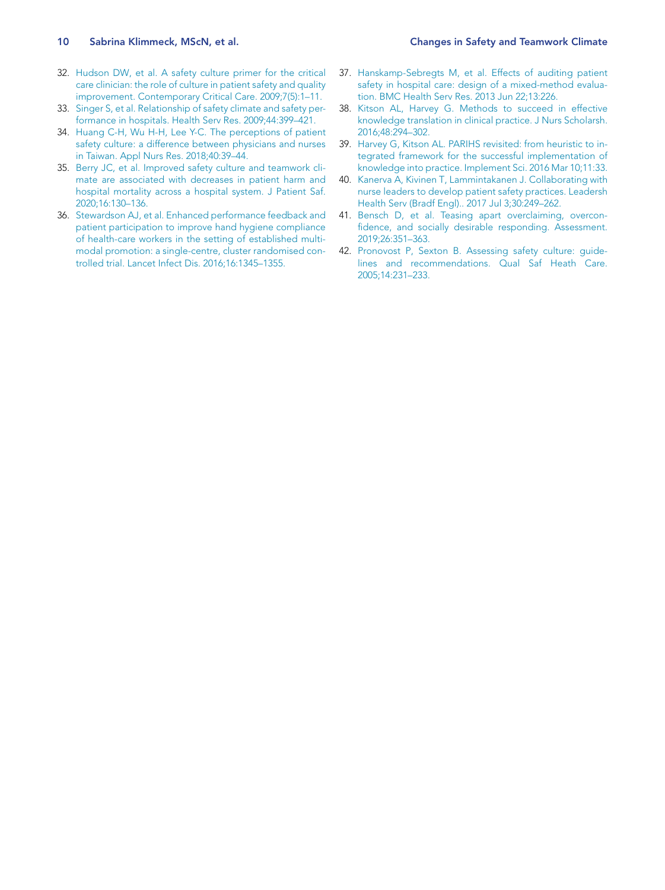32. Hudson DW, et al. A safety culture primer for the critical care clinician: the role of culture in patient safety and quality improvement. Contemporary Critical Care. 2009;7(5):1–11.
33. Singer S, et al. Relationship of safety climate and safety performance in hospitals. Health Serv Res. 2009;44:399–421.
34. Huang C-H, Wu H-H, Lee Y-C. The perceptions of patient safety culture: a difference between physicians and nurses in Taiwan. Appl Nurs Res. 2018;40:39–44.
35. Berry JC, et al. Improved safety culture and teamwork climate are associated with decreases in patient harm and hospital mortality across a hospital system. J Patient Saf. 2020;16:130–136.
36. Stewardson AJ, et al. Enhanced performance feedback and patient participation to improve hand hygiene compliance of health-care workers in the setting of established multimodal promotion: a single-centre, cluster randomised controlled trial. Lancet Infect Dis. 2016;16:1345–1355.
37. Hanskamp-Sebregts M, et al. Effects of auditing patient safety in hospital care: design of a mixed-method evaluation. BMC Health Serv Res. 2013 Jun 22;13:226.
38. Kitson AL, Harvey G. Methods to succeed in effective knowledge translation in clinical practice. J Nurs Scholarsh. 2016;48:294–302.
39. Harvey G, Kitson AL. PARIHS revisited: from heuristic to integrated framework for the successful implementation of knowledge into practice. Implement Sci. 2016 Mar 10;11:33.
40. Kanerva A, Kivinen T, Lammintakanen J. Collaborating with nurse leaders to develop patient safety practices. Leadersh Health Serv (Bradf Engl).. 2017 Jul 3;30:249–262.
41. Bensch D, et al. Teasing apart overclaiming, overconfidence, and socially desirable responding. Assessment. 2019;26:351–363.
42. Pronovost P, Sexton B. Assessing safety culture: guidelines and recommendations. Qual Saf Heath Care. 2005;14:231–233.